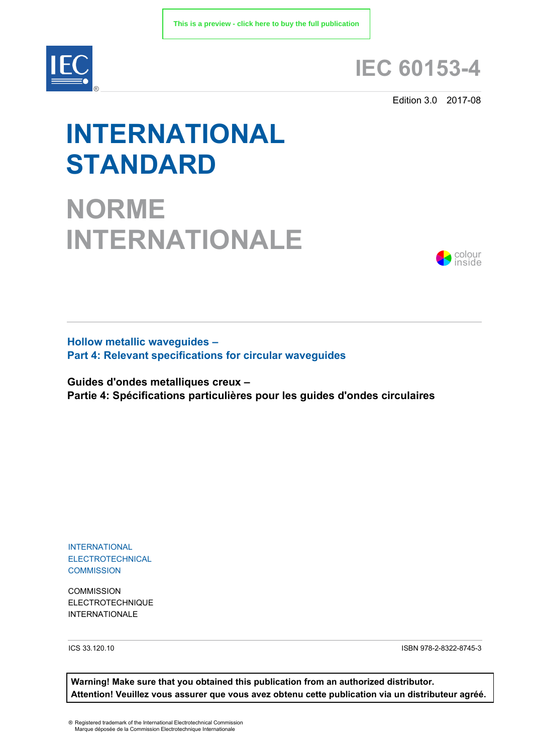This is a preview - click here to buy the full publication

# IEC 60153-4

Edition 3.0 2017-08

# INTERNATIONAL STANDARD

# NORME INTERNATIONALE

colour inside

**Hollow metallic waveguides –**
**Part 4: Relevant specifications for circular waveguides**

**Guides d'ondes metalliques creux –**
**Partie 4: Spécifications particulières pour les guides d'ondes circulaires**

INTERNATIONAL
ELECTROTECHNICAL
COMMISSION

COMMISSION
ELECTROTECHNIQUE
INTERNATIONALE

ICS 33.120.10

ISBN 978-2-8322-8745-3

**Warning! Make sure that you obtained this publication from an authorized distributor.**
**Attention! Veuillez vous assurer que vous avez obtenu cette publication via un distributeur agréé.**

® Registered trademark of the International Electrotechnical Commission
Marque déposée de la Commission Electrotechnique Internationale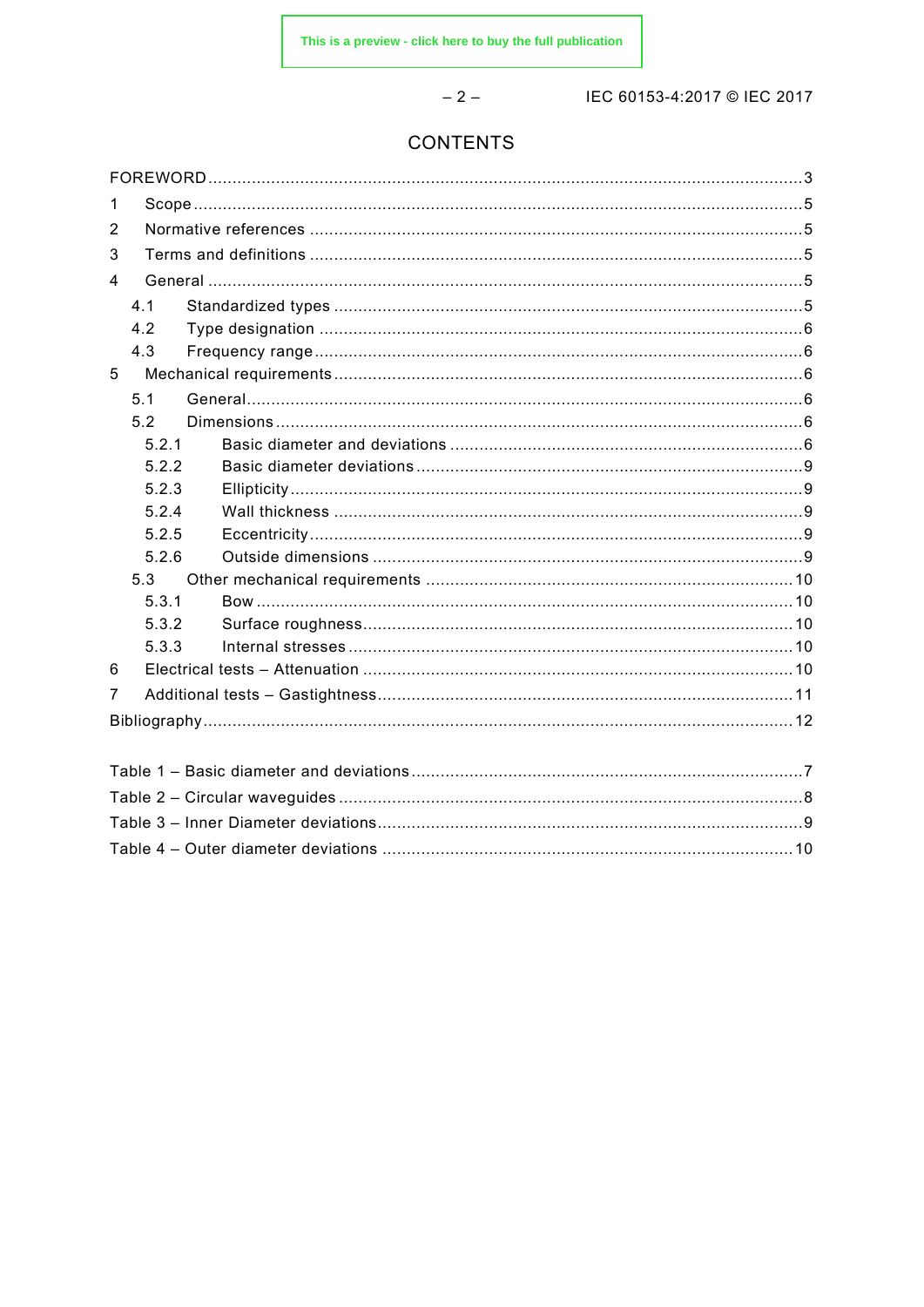# CONTENTS

FOREWORD .......... 3

1 Scope .......... 5

2 Normative references .......... 5

3 Terms and definitions .......... 5

4 General .......... 5

4.1 Standardized types .......... 5

4.2 Type designation .......... 6

4.3 Frequency range .......... 6

5 Mechanical requirements .......... 6

5.1 General .......... 6

5.2 Dimensions .......... 6

5.2.1 Basic diameter and deviations .......... 6

5.2.2 Basic diameter deviations .......... 9

5.2.3 Ellipticity .......... 9

5.2.4 Wall thickness .......... 9

5.2.5 Eccentricity .......... 9

5.2.6 Outside dimensions .......... 9

5.3 Other mechanical requirements .......... 10

5.3.1 Bow .......... 10

5.3.2 Surface roughness .......... 10

5.3.3 Internal stresses .......... 10

6 Electrical tests – Attenuation .......... 10

7 Additional tests – Gastightness .......... 11

Bibliography .......... 12

Table 1 – Basic diameter and deviations .......... 7

Table 2 – Circular waveguides .......... 8

Table 3 – Inner Diameter deviations .......... 9

Table 4 – Outer diameter deviations .......... 10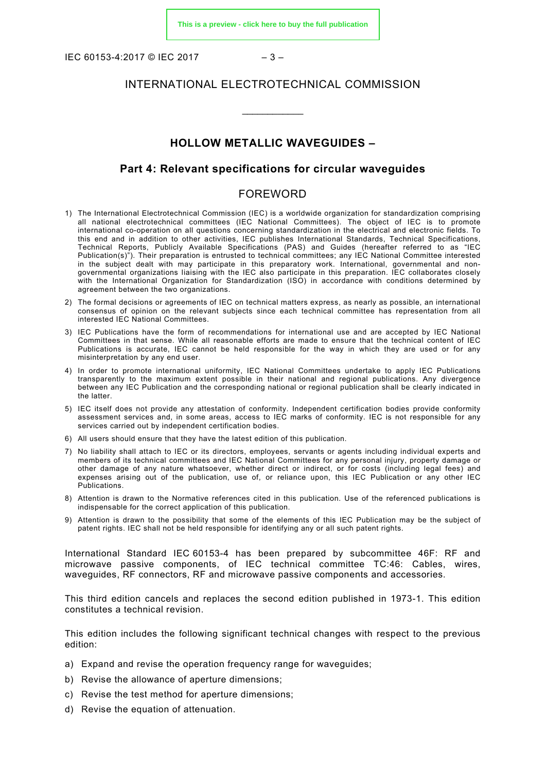# INTERNATIONAL ELECTROTECHNICAL COMMISSION

\_\_\_\_\_\_\_\_\_\_\_\_

## HOLLOW METALLIC WAVEGUIDES –

## Part 4: Relevant specifications for circular waveguides

### FOREWORD

1) The International Electrotechnical Commission (IEC) is a worldwide organization for standardization comprising all national electrotechnical committees (IEC National Committees). The object of IEC is to promote international co-operation on all questions concerning standardization in the electrical and electronic fields. To this end and in addition to other activities, IEC publishes International Standards, Technical Specifications, Technical Reports, Publicly Available Specifications (PAS) and Guides (hereafter referred to as "IEC Publication(s)"). Their preparation is entrusted to technical committees; any IEC National Committee interested in the subject dealt with may participate in this preparatory work. International, governmental and non-governmental organizations liaising with the IEC also participate in this preparation. IEC collaborates closely with the International Organization for Standardization (ISO) in accordance with conditions determined by agreement between the two organizations.
2) The formal decisions or agreements of IEC on technical matters express, as nearly as possible, an international consensus of opinion on the relevant subjects since each technical committee has representation from all interested IEC National Committees.
3) IEC Publications have the form of recommendations for international use and are accepted by IEC National Committees in that sense. While all reasonable efforts are made to ensure that the technical content of IEC Publications is accurate, IEC cannot be held responsible for the way in which they are used or for any misinterpretation by any end user.
4) In order to promote international uniformity, IEC National Committees undertake to apply IEC Publications transparently to the maximum extent possible in their national and regional publications. Any divergence between any IEC Publication and the corresponding national or regional publication shall be clearly indicated in the latter.
5) IEC itself does not provide any attestation of conformity. Independent certification bodies provide conformity assessment services and, in some areas, access to IEC marks of conformity. IEC is not responsible for any services carried out by independent certification bodies.
6) All users should ensure that they have the latest edition of this publication.
7) No liability shall attach to IEC or its directors, employees, servants or agents including individual experts and members of its technical committees and IEC National Committees for any personal injury, property damage or other damage of any nature whatsoever, whether direct or indirect, or for costs (including legal fees) and expenses arising out of the publication, use of, or reliance upon, this IEC Publication or any other IEC Publications.
8) Attention is drawn to the Normative references cited in this publication. Use of the referenced publications is indispensable for the correct application of this publication.
9) Attention is drawn to the possibility that some of the elements of this IEC Publication may be the subject of patent rights. IEC shall not be held responsible for identifying any or all such patent rights.

International Standard IEC 60153-4 has been prepared by subcommittee 46F: RF and microwave passive components, of IEC technical committee TC:46: Cables, wires, waveguides, RF connectors, RF and microwave passive components and accessories.

This third edition cancels and replaces the second edition published in 1973-1. This edition constitutes a technical revision.

This edition includes the following significant technical changes with respect to the previous edition:

a) Expand and revise the operation frequency range for waveguides;
b) Revise the allowance of aperture dimensions;
c) Revise the test method for aperture dimensions;
d) Revise the equation of attenuation.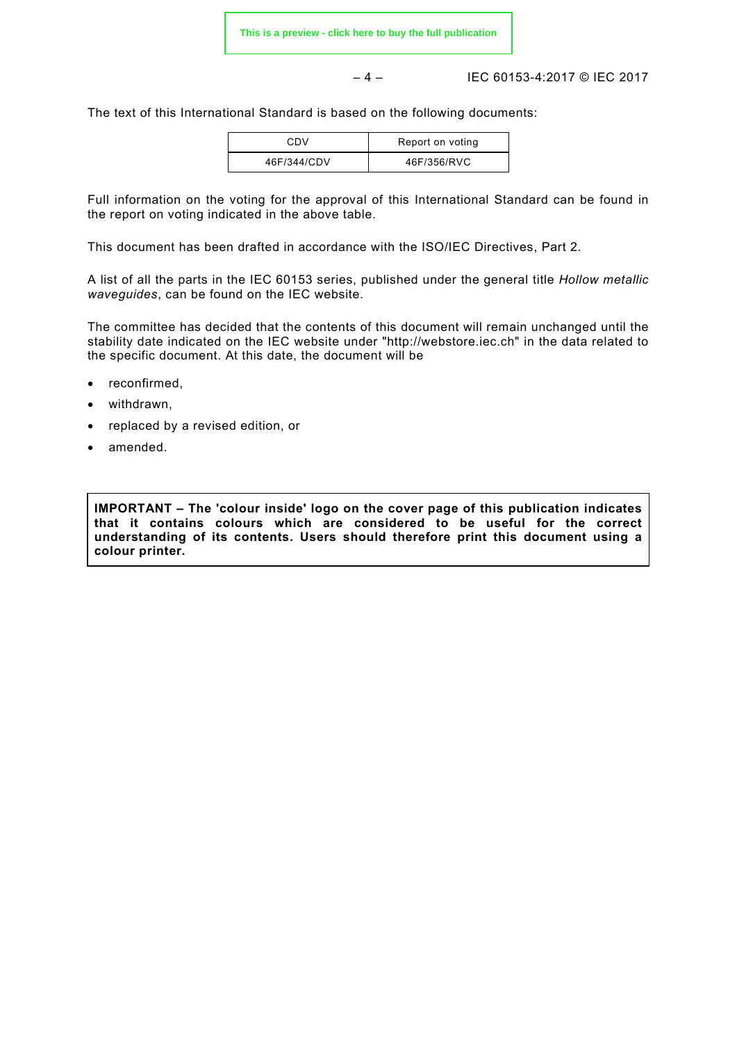The text of this International Standard is based on the following documents:

| CDV | Report on voting |
|---|---|
| 46F/344/CDV | 46F/356/RVC |

Full information on the voting for the approval of this International Standard can be found in the report on voting indicated in the above table.

This document has been drafted in accordance with the ISO/IEC Directives, Part 2.

A list of all the parts in the IEC 60153 series, published under the general title *Hollow metallic waveguides*, can be found on the IEC website.

The committee has decided that the contents of this document will remain unchanged until the stability date indicated on the IEC website under "http://webstore.iec.ch" in the data related to the specific document. At this date, the document will be

- reconfirmed,
- withdrawn,
- replaced by a revised edition, or
- amended.

**IMPORTANT – The 'colour inside' logo on the cover page of this publication indicates that it contains colours which are considered to be useful for the correct understanding of its contents. Users should therefore print this document using a colour printer.**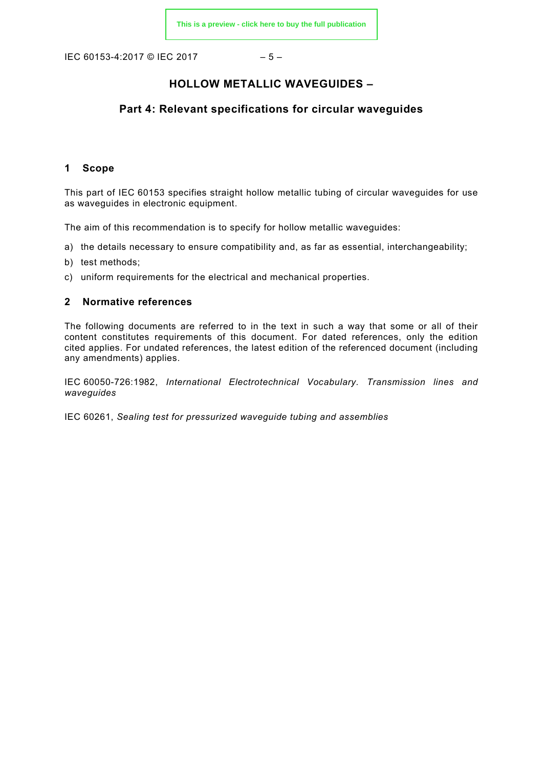# HOLLOW METALLIC WAVEGUIDES –

## Part 4: Relevant specifications for circular waveguides

### 1 Scope

This part of IEC 60153 specifies straight hollow metallic tubing of circular waveguides for use as waveguides in electronic equipment.

The aim of this recommendation is to specify for hollow metallic waveguides:

a) the details necessary to ensure compatibility and, as far as essential, interchangeability;

b) test methods;

c) uniform requirements for the electrical and mechanical properties.

### 2 Normative references

The following documents are referred to in the text in such a way that some or all of their content constitutes requirements of this document. For dated references, only the edition cited applies. For undated references, the latest edition of the referenced document (including any amendments) applies.

IEC 60050-726:1982, *International Electrotechnical Vocabulary. Transmission lines and waveguides*

IEC 60261, *Sealing test for pressurized waveguide tubing and assemblies*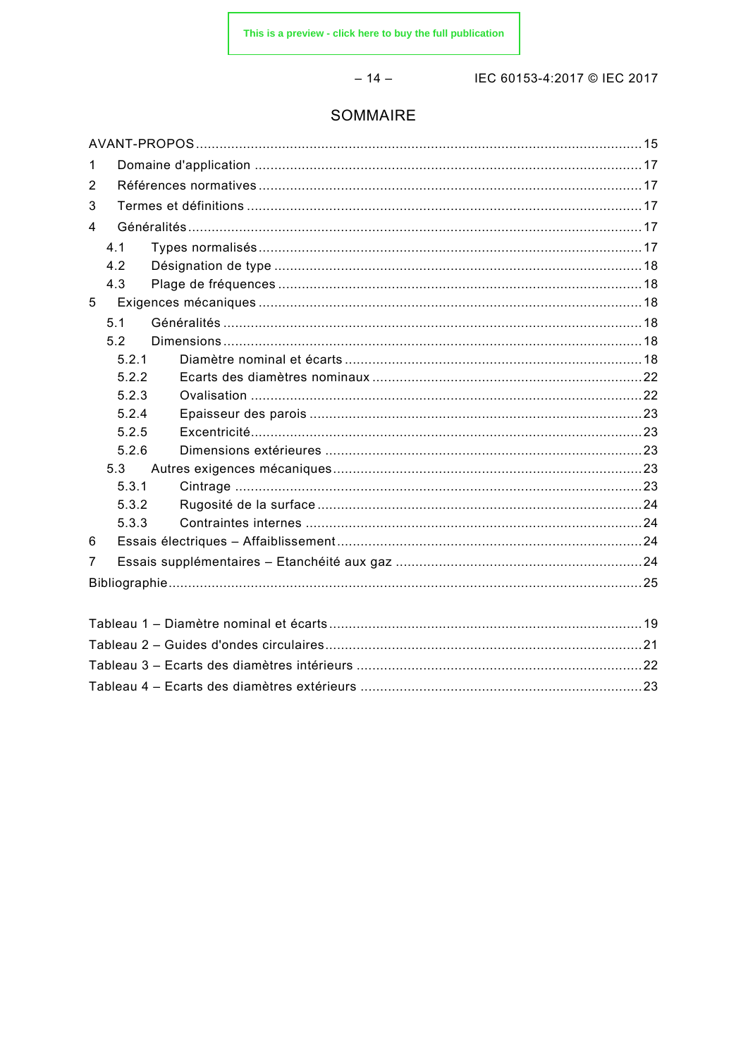# SOMMAIRE

AVANT-PROPOS ........ 15

1 Domaine d'application ........ 17

2 Références normatives ........ 17

3 Termes et définitions ........ 17

4 Généralités ........ 17

- 4.1 Types normalisés ........ 17
- 4.2 Désignation de type ........ 18
- 4.3 Plage de fréquences ........ 18

5 Exigences mécaniques ........ 18

- 5.1 Généralités ........ 18
- 5.2 Dimensions ........ 18
  - 5.2.1 Diamètre nominal et écarts ........ 18
  - 5.2.2 Ecarts des diamètres nominaux ........ 22
  - 5.2.3 Ovalisation ........ 22
  - 5.2.4 Epaisseur des parois ........ 23
  - 5.2.5 Excentricité ........ 23
  - 5.2.6 Dimensions extérieures ........ 23
- 5.3 Autres exigences mécaniques ........ 23
  - 5.3.1 Cintrage ........ 23
  - 5.3.2 Rugosité de la surface ........ 24
  - 5.3.3 Contraintes internes ........ 24

6 Essais électriques – Affaiblissement ........ 24

7 Essais supplémentaires – Etanchéité aux gaz ........ 24

Bibliographie ........ 25

Tableau 1 – Diamètre nominal et écarts ........ 19

Tableau 2 – Guides d'ondes circulaires ........ 21

Tableau 3 – Ecarts des diamètres intérieurs ........ 22

Tableau 4 – Ecarts des diamètres extérieurs ........ 23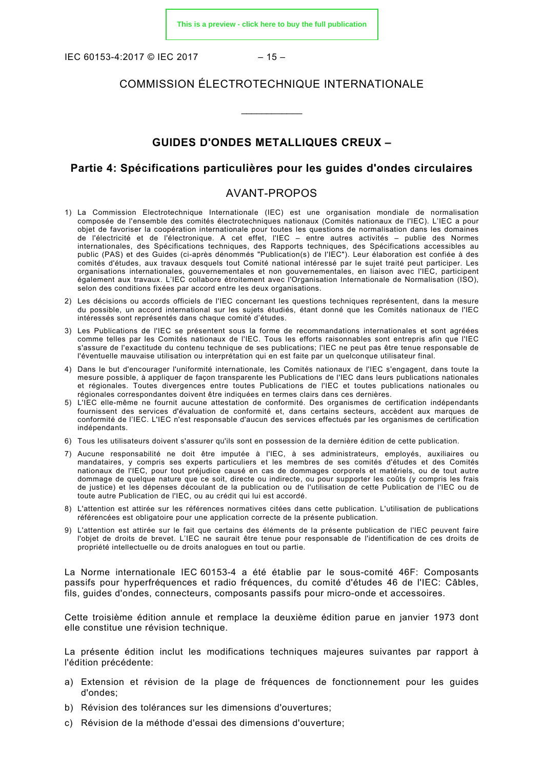# COMMISSION ÉLECTROTECHNIQUE INTERNATIONALE

____________

## GUIDES D'ONDES METALLIQUES CREUX –

## Partie 4: Spécifications particulières pour les guides d'ondes circulaires

## AVANT-PROPOS

1) La Commission Electrotechnique Internationale (IEC) est une organisation mondiale de normalisation composée de l'ensemble des comités électrotechniques nationaux (Comités nationaux de l'IEC). L'IEC a pour objet de favoriser la coopération internationale pour toutes les questions de normalisation dans les domaines de l'électricité et de l'électronique. A cet effet, l'IEC – entre autres activités – publie des Normes internationales, des Spécifications techniques, des Rapports techniques, des Spécifications accessibles au public (PAS) et des Guides (ci-après dénommés "Publication(s) de l'IEC"). Leur élaboration est confiée à des comités d'études, aux travaux desquels tout Comité national intéressé par le sujet traité peut participer. Les organisations internationales, gouvernementales et non gouvernementales, en liaison avec l'IEC, participent également aux travaux. L'IEC collabore étroitement avec l'Organisation Internationale de Normalisation (ISO), selon des conditions fixées par accord entre les deux organisations.

2) Les décisions ou accords officiels de l'IEC concernant les questions techniques représentent, dans la mesure du possible, un accord international sur les sujets étudiés, étant donné que les Comités nationaux de l'IEC intéressés sont représentés dans chaque comité d'études.

3) Les Publications de l'IEC se présentent sous la forme de recommandations internationales et sont agréées comme telles par les Comités nationaux de l'IEC. Tous les efforts raisonnables sont entrepris afin que l'IEC s'assure de l'exactitude du contenu technique de ses publications; l'IEC ne peut pas être tenue responsable de l'éventuelle mauvaise utilisation ou interprétation qui en est faite par un quelconque utilisateur final.

4) Dans le but d'encourager l'uniformité internationale, les Comités nationaux de l'IEC s'engagent, dans toute la mesure possible, à appliquer de façon transparente les Publications de l'IEC dans leurs publications nationales et régionales. Toutes divergences entre toutes Publications de l'IEC et toutes publications nationales ou régionales correspondantes doivent être indiquées en termes clairs dans ces dernières.

5) L'IEC elle-même ne fournit aucune attestation de conformité. Des organismes de certification indépendants fournissent des services d'évaluation de conformité et, dans certains secteurs, accèdent aux marques de conformité de l'IEC. L'IEC n'est responsable d'aucun des services effectués par les organismes de certification indépendants.

6) Tous les utilisateurs doivent s'assurer qu'ils sont en possession de la dernière édition de cette publication.

7) Aucune responsabilité ne doit être imputée à l'IEC, à ses administrateurs, employés, auxiliaires ou mandataires, y compris ses experts particuliers et les membres de ses comités d'études et des Comités nationaux de l'IEC, pour tout préjudice causé en cas de dommages corporels et matériels, ou de tout autre dommage de quelque nature que ce soit, directe ou indirecte, ou pour supporter les coûts (y compris les frais de justice) et les dépenses découlant de la publication ou de l'utilisation de cette Publication de l'IEC ou de toute autre Publication de l'IEC, ou au crédit qui lui est accordé.

8) L'attention est attirée sur les références normatives citées dans cette publication. L'utilisation de publications référencées est obligatoire pour une application correcte de la présente publication.

9) L'attention est attirée sur le fait que certains des éléments de la présente publication de l'IEC peuvent faire l'objet de droits de brevet. L'IEC ne saurait être tenue pour responsable de l'identification de ces droits de propriété intellectuelle ou de droits analogues en tout ou partie.

La Norme internationale IEC 60153-4 a été établie par le sous-comité 46F: Composants passifs pour hyperfréquences et radio fréquences, du comité d'études 46 de l'IEC: Câbles, fils, guides d'ondes, connecteurs, composants passifs pour micro-onde et accessoires.

Cette troisième édition annule et remplace la deuxième édition parue en janvier 1973 dont elle constitue une révision technique.

La présente édition inclut les modifications techniques majeures suivantes par rapport à l'édition précédente:

a) Extension et révision de la plage de fréquences de fonctionnement pour les guides d'ondes;
b) Révision des tolérances sur les dimensions d'ouvertures;
c) Révision de la méthode d'essai des dimensions d'ouverture;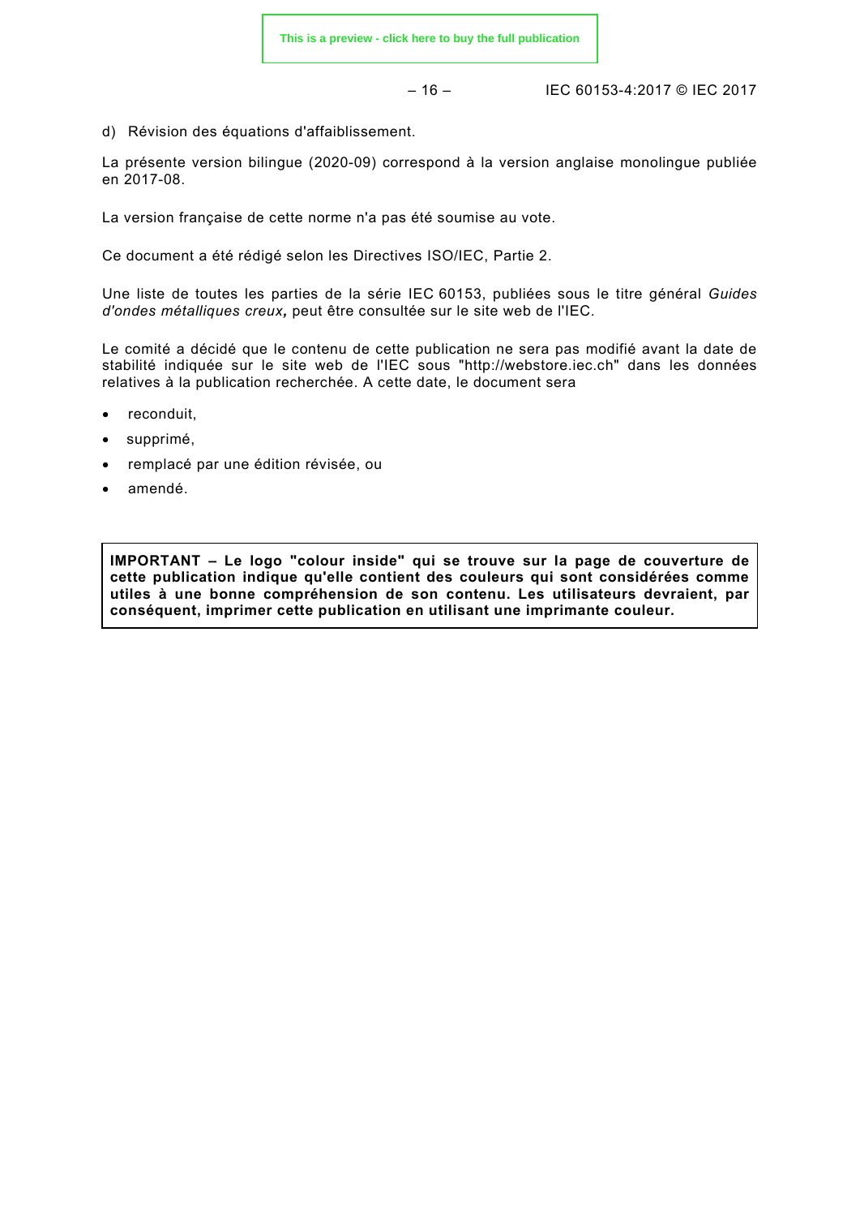d) Révision des équations d'affaiblissement.

La présente version bilingue (2020-09) correspond à la version anglaise monolingue publiée en 2017-08.

La version française de cette norme n'a pas été soumise au vote.

Ce document a été rédigé selon les Directives ISO/IEC, Partie 2.

Une liste de toutes les parties de la série IEC 60153, publiées sous le titre général *Guides d'ondes métalliques creux,* peut être consultée sur le site web de l'IEC.

Le comité a décidé que le contenu de cette publication ne sera pas modifié avant la date de stabilité indiquée sur le site web de l'IEC sous "http://webstore.iec.ch" dans les données relatives à la publication recherchée. A cette date, le document sera

- reconduit,
- supprimé,
- remplacé par une édition révisée, ou
- amendé.

**IMPORTANT – Le logo "colour inside" qui se trouve sur la page de couverture de cette publication indique qu'elle contient des couleurs qui sont considérées comme utiles à une bonne compréhension de son contenu. Les utilisateurs devraient, par conséquent, imprimer cette publication en utilisant une imprimante couleur.**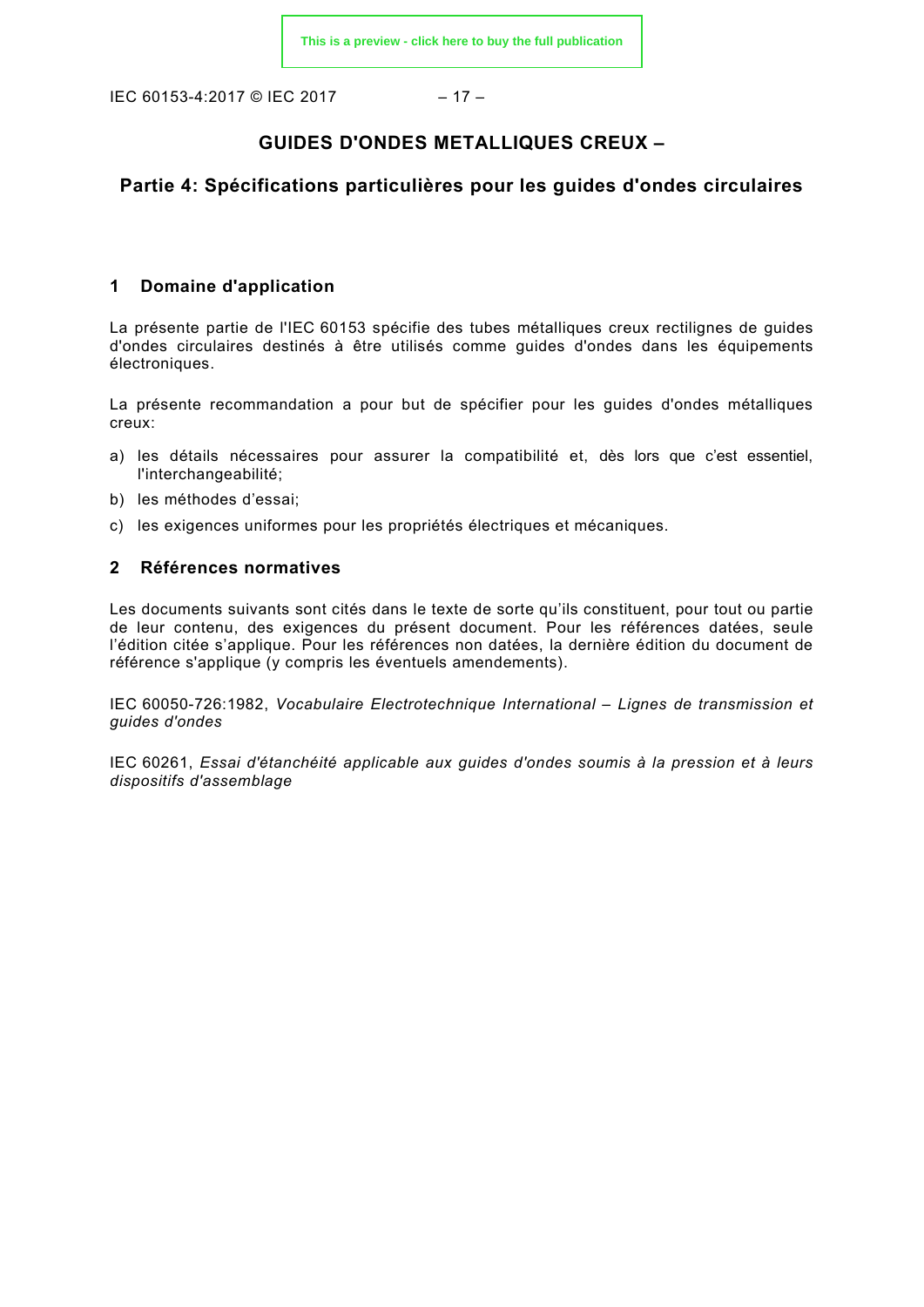# GUIDES D'ONDES METALLIQUES CREUX –

# Partie 4: Spécifications particulières pour les guides d'ondes circulaires

## 1 Domaine d'application

La présente partie de l'IEC 60153 spécifie des tubes métalliques creux rectilignes de guides d'ondes circulaires destinés à être utilisés comme guides d'ondes dans les équipements électroniques.

La présente recommandation a pour but de spécifier pour les guides d'ondes métalliques creux:

a) les détails nécessaires pour assurer la compatibilité et, dès lors que c'est essentiel, l'interchangeabilité;

b) les méthodes d'essai;

c) les exigences uniformes pour les propriétés électriques et mécaniques.

## 2 Références normatives

Les documents suivants sont cités dans le texte de sorte qu'ils constituent, pour tout ou partie de leur contenu, des exigences du présent document. Pour les références datées, seule l'édition citée s'applique. Pour les références non datées, la dernière édition du document de référence s'applique (y compris les éventuels amendements).

IEC 60050-726:1982, *Vocabulaire Electrotechnique International – Lignes de transmission et guides d'ondes*

IEC 60261, *Essai d'étanchéité applicable aux guides d'ondes soumis à la pression et à leurs dispositifs d'assemblage*